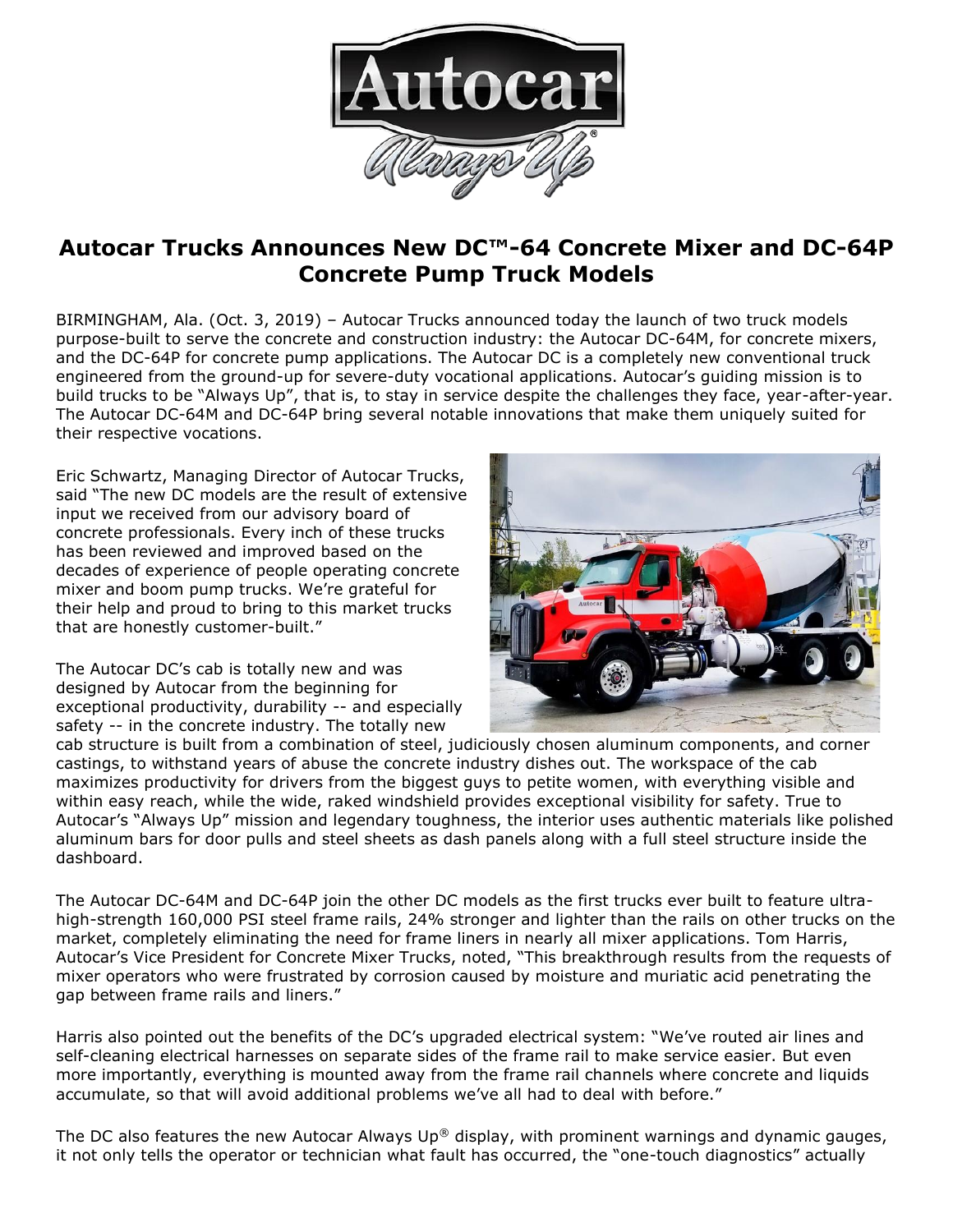# Autocar Trucks Announces New DC™-64 Concrete Mixer and DC-64P Concrete Pump Truck Models

BIRMINGHAM, Ala. (Oct. 3, 2019) – Autocar Trucks announced today the launch of two truck models purpose-built to serve the concrete and construction industry: the Autocar DC-64M, for concrete mixers, and the DC-64P for concrete pump applications. The Autocar DC is a completely new conventional truck engineered from the ground-up for severe-duty vocational applications. Autocar's guiding mission is to build trucks to be "Always Up", that is, to stay in service despite the challenges they face, year-after-year. The Autocar DC-64M and DC-64P bring several notable innovations that make them uniquely suited for their respective vocations.

Eric Schwartz, Managing Director of Autocar Trucks, said "The new DC models are the result of extensive input we received from our advisory board of concrete professionals. Every inch of these trucks has been reviewed and improved based on the decades of experience of people operating concrete mixer and boom pump trucks. We're grateful for their help and proud to bring to this market trucks that are honestly customer-built."

The Autocar DC's cab is totally new and was designed by Autocar from the beginning for exceptional productivity, durability -- and especially safety -- in the concrete industry. The totally new cab structure is built from a combination of steel, judiciously chosen aluminum components, and corner castings, to withstand years of abuse the concrete industry dishes out. The workspace of the cab maximizes productivity for drivers from the biggest guys to petite women, with everything visible and within easy reach, while the wide, raked windshield provides exceptional visibility for safety. True to Autocar's "Always Up" mission and legendary toughness, the interior uses authentic materials like polished aluminum bars for door pulls and steel sheets as dash panels along with a full steel structure inside the dashboard.

The Autocar DC-64M and DC-64P join the other DC models as the first trucks ever built to feature ultra-high-strength 160,000 PSI steel frame rails, 24% stronger and lighter than the rails on other trucks on the market, completely eliminating the need for frame liners in nearly all mixer applications. Tom Harris, Autocar's Vice President for Concrete Mixer Trucks, noted, "This breakthrough results from the requests of mixer operators who were frustrated by corrosion caused by moisture and muriatic acid penetrating the gap between frame rails and liners."

Harris also pointed out the benefits of the DC's upgraded electrical system: "We've routed air lines and self-cleaning electrical harnesses on separate sides of the frame rail to make service easier. But even more importantly, everything is mounted away from the frame rail channels where concrete and liquids accumulate, so that will avoid additional problems we've all had to deal with before."

The DC also features the new Autocar Always Up® display, with prominent warnings and dynamic gauges, it not only tells the operator or technician what fault has occurred, the "one-touch diagnostics" actually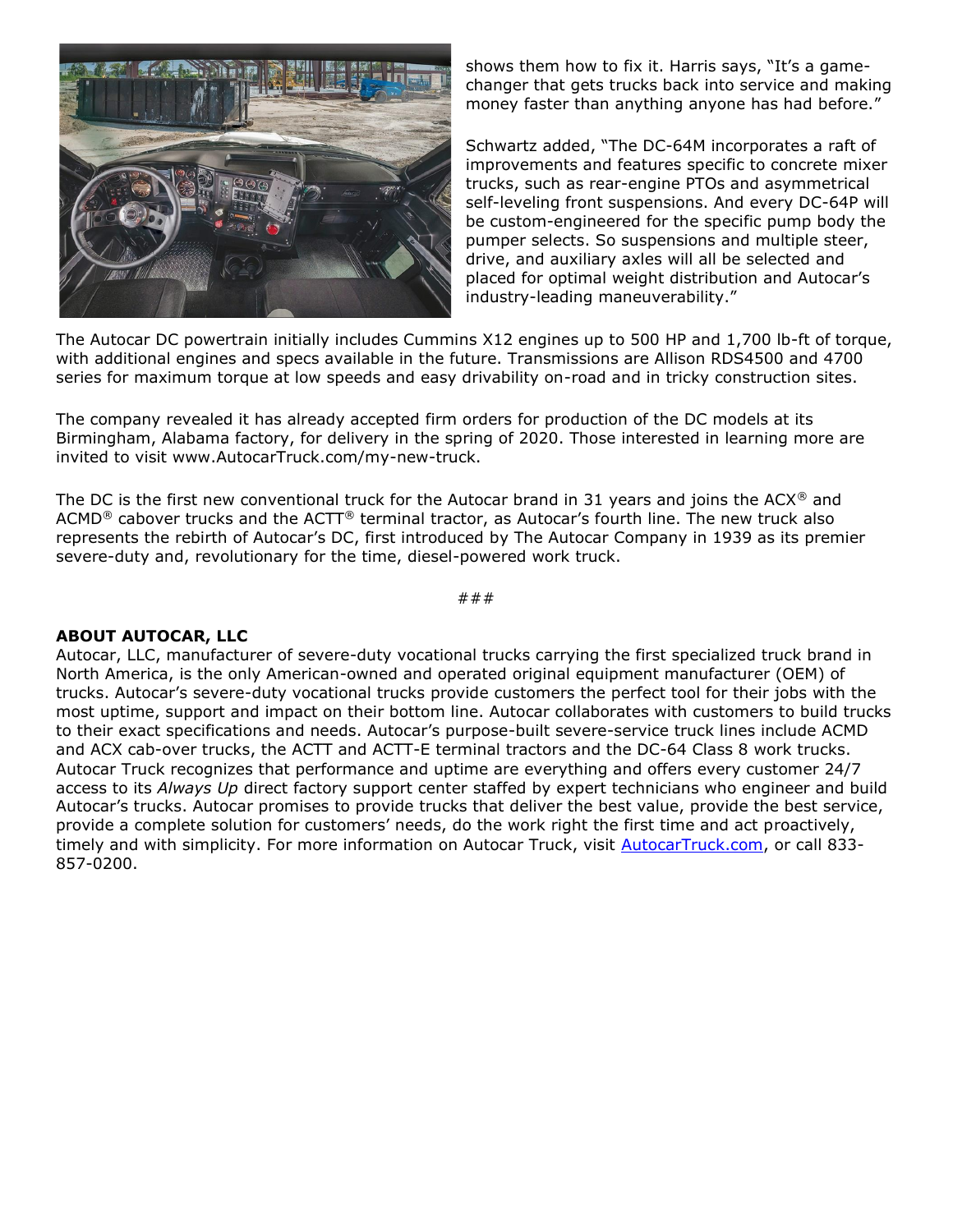shows them how to fix it. Harris says, "It's a game-changer that gets trucks back into service and making money faster than anything anyone has had before."

Schwartz added, "The DC-64M incorporates a raft of improvements and features specific to concrete mixer trucks, such as rear-engine PTOs and asymmetrical self-leveling front suspensions. And every DC-64P will be custom-engineered for the specific pump body the pumper selects. So suspensions and multiple steer, drive, and auxiliary axles will all be selected and placed for optimal weight distribution and Autocar's industry-leading maneuverability."

The Autocar DC powertrain initially includes Cummins X12 engines up to 500 HP and 1,700 lb-ft of torque, with additional engines and specs available in the future. Transmissions are Allison RDS4500 and 4700 series for maximum torque at low speeds and easy drivability on-road and in tricky construction sites.

The company revealed it has already accepted firm orders for production of the DC models at its Birmingham, Alabama factory, for delivery in the spring of 2020. Those interested in learning more are invited to visit www.AutocarTruck.com/my-new-truck.

The DC is the first new conventional truck for the Autocar brand in 31 years and joins the ACX® and ACMD® cabover trucks and the ACTT® terminal tractor, as Autocar's fourth line. The new truck also represents the rebirth of Autocar's DC, first introduced by The Autocar Company in 1939 as its premier severe-duty and, revolutionary for the time, diesel-powered work truck.

###

**ABOUT AUTOCAR, LLC**

Autocar, LLC, manufacturer of severe-duty vocational trucks carrying the first specialized truck brand in North America, is the only American-owned and operated original equipment manufacturer (OEM) of trucks. Autocar's severe-duty vocational trucks provide customers the perfect tool for their jobs with the most uptime, support and impact on their bottom line. Autocar collaborates with customers to build trucks to their exact specifications and needs. Autocar's purpose-built severe-service truck lines include ACMD and ACX cab-over trucks, the ACTT and ACTT-E terminal tractors and the DC-64 Class 8 work trucks. Autocar Truck recognizes that performance and uptime are everything and offers every customer 24/7 access to its *Always Up* direct factory support center staffed by expert technicians who engineer and build Autocar's trucks. Autocar promises to provide trucks that deliver the best value, provide the best service, provide a complete solution for customers' needs, do the work right the first time and act proactively, timely and with simplicity. For more information on Autocar Truck, visit AutocarTruck.com, or call 833-857-0200.